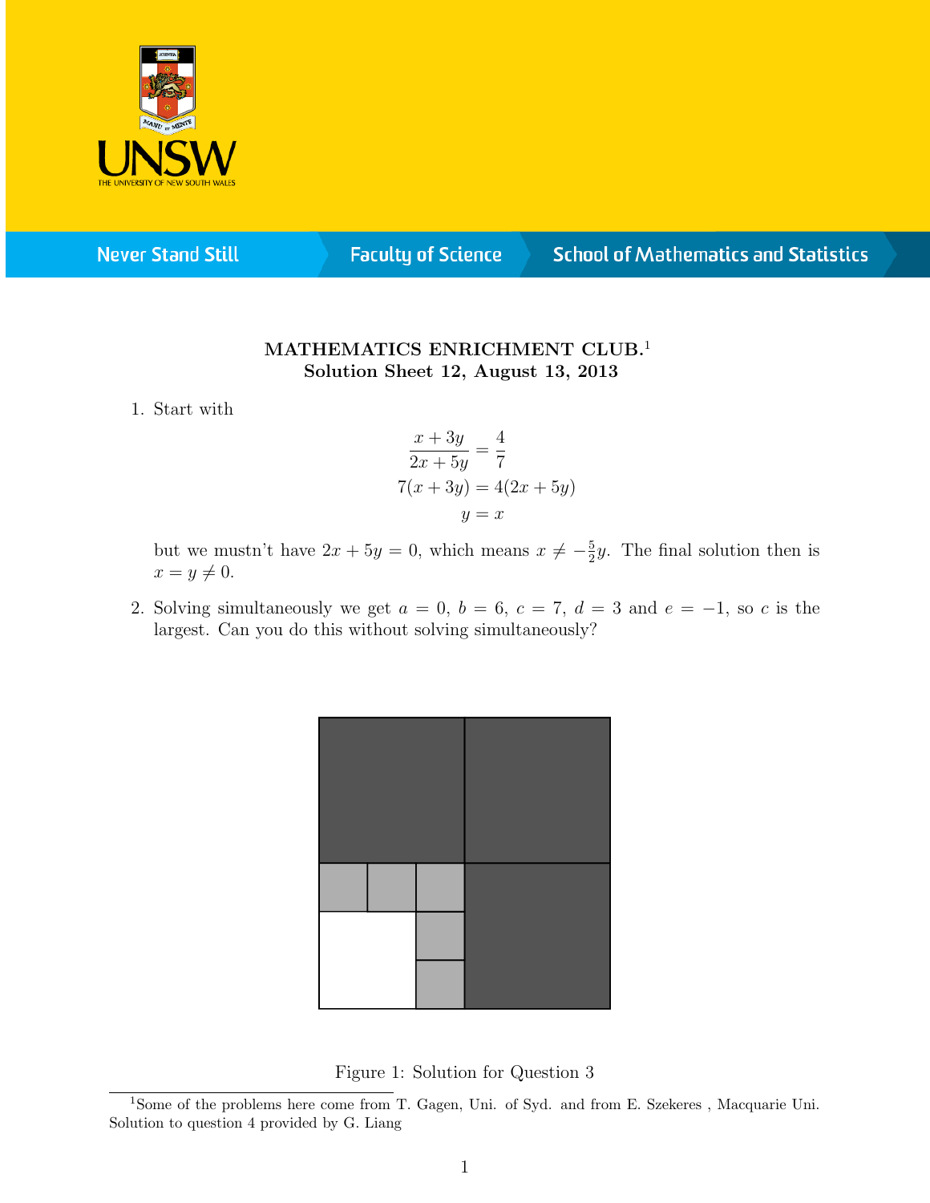**MATHEMATICS ENRICHMENT CLUB.**[1]
**Solution Sheet 12, August 13, 2013**

1. Start with

$$\frac{x+3y}{2x+5y} = \frac{4}{7}$$
$$7(x+3y) = 4(2x+5y)$$
$$y = x$$

but we mustn't have $2x + 5y = 0$, which means $x \neq -\frac{5}{2}y$. The final solution then is $x = y \neq 0$.

2. Solving simultaneously we get $a = 0$, $b = 6$, $c = 7$, $d = 3$ and $e = -1$, so $c$ is the largest. Can you do this without solving simultaneously?

Figure 1: Solution for Question 3

[1] Some of the problems here come from T. Gagen, Uni. of Syd. and from E. Szekeres , Macquarie Uni. Solution to question 4 provided by G. Liang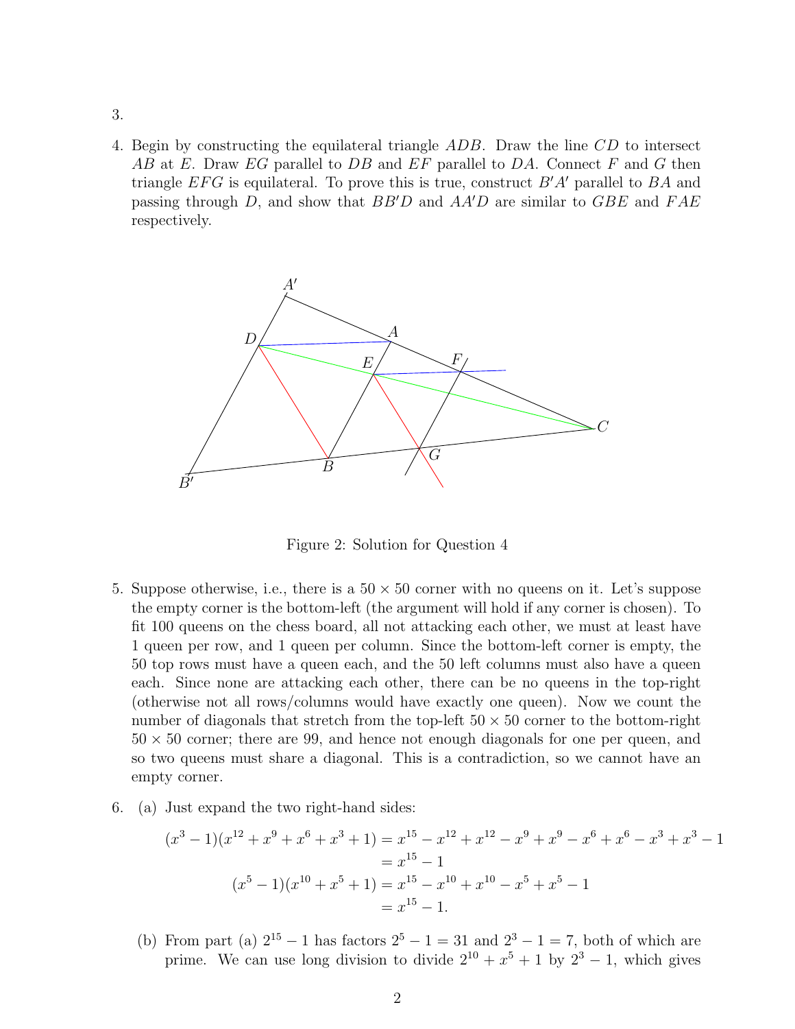3.

4. Begin by constructing the equilateral triangle $ADB$. Draw the line $CD$ to intersect $AB$ at $E$. Draw $EG$ parallel to $DB$ and $EF$ parallel to $DA$. Connect $F$ and $G$ then triangle $EFG$ is equilateral. To prove this is true, construct $B'A'$ parallel to $BA$ and passing through $D$, and show that $BB'D$ and $AA'D$ are similar to $GBE$ and $FAE$ respectively.

A′
D
A
E
F
C
G
B
B′

Figure 2: Solution for Question 4

5. Suppose otherwise, i.e., there is a $50 \times 50$ corner with no queens on it. Let's suppose the empty corner is the bottom-left (the argument will hold if any corner is chosen). To fit 100 queens on the chess board, all not attacking each other, we must at least have 1 queen per row, and 1 queen per column. Since the bottom-left corner is empty, the 50 top rows must have a queen each, and the 50 left columns must also have a queen each. Since none are attacking each other, there can be no queens in the top-right (otherwise not all rows/columns would have exactly one queen). Now we count the number of diagonals that stretch from the top-left $50 \times 50$ corner to the bottom-right $50 \times 50$ corner; there are 99, and hence not enough diagonals for one per queen, and so two queens must share a diagonal. This is a contradiction, so we cannot have an empty corner.

6. (a) Just expand the two right-hand sides:

$$
\begin{aligned}
(x^3-1)(x^{12}+x^9+x^6+x^3+1) &= x^{15}-x^{12}+x^{12}-x^9+x^9-x^6+x^6-x^3+x^3-1 \\
&= x^{15}-1 \\
(x^5-1)(x^{10}+x^5+1) &= x^{15}-x^{10}+x^{10}-x^5+x^5-1 \\
&= x^{15}-1.
\end{aligned}
$$

(b) From part (a) $2^{15}-1$ has factors $2^5-1=31$ and $2^3-1=7$, both of which are prime. We can use long division to divide $2^{10}+x^5+1$ by $2^3-1$, which gives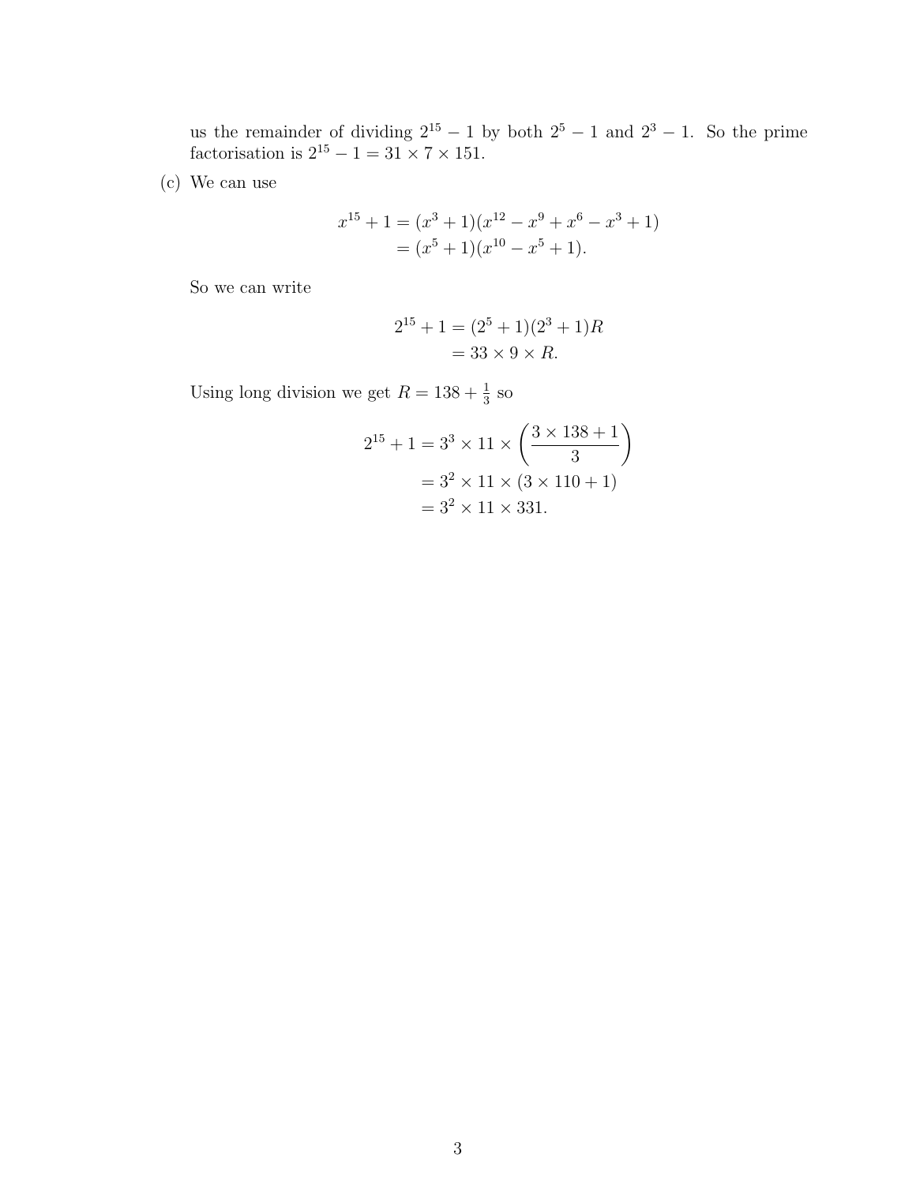us the remainder of dividing $2^{15} - 1$ by both $2^5 - 1$ and $2^3 - 1$. So the prime factorisation is $2^{15} - 1 = 31 \times 7 \times 151$.

(c) We can use

$$
\begin{aligned}
x^{15} + 1 &= (x^3 + 1)(x^{12} - x^9 + x^6 - x^3 + 1) \\
&= (x^5 + 1)(x^{10} - x^5 + 1).
\end{aligned}
$$

So we can write

$$
\begin{aligned}
2^{15} + 1 &= (2^5 + 1)(2^3 + 1)R \\
&= 33 \times 9 \times R.
\end{aligned}
$$

Using long division we get $R = 138 + \frac{1}{3}$ so

$$
\begin{aligned}
2^{15} + 1 &= 3^3 \times 11 \times \left( \frac{3 \times 138 + 1}{3} \right) \\
&= 3^2 \times 11 \times (3 \times 110 + 1) \\
&= 3^2 \times 11 \times 331.
\end{aligned}
$$